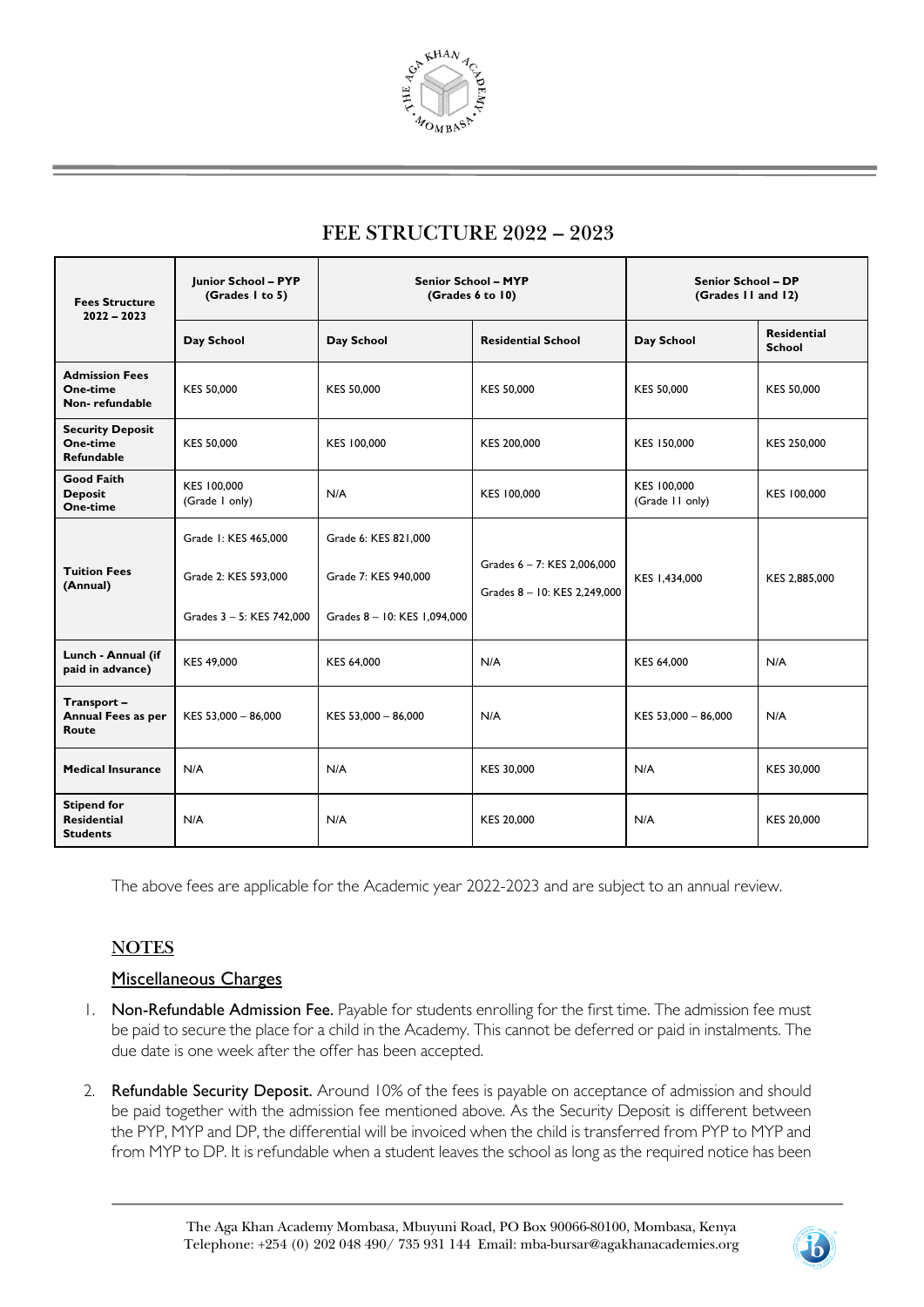# FEE STRUCTURE 2022 – 2023

| Fees Structure 2022 – 2023 | Junior School – PYP (Grades 1 to 5) | Senior School – MYP (Grades 6 to 10) | | Senior School – DP (Grades 11 and 12) | |
|---|---|---|---|---|---|
| | Day School | Day School | Residential School | Day School | Residential School |
| **Admission Fees One-time Non- refundable** | KES 50,000 | KES 50,000 | KES 50,000 | KES 50,000 | KES 50,000 |
| **Security Deposit One-time Refundable** | KES 50,000 | KES 100,000 | KES 200,000 | KES 150,000 | KES 250,000 |
| **Good Faith Deposit One-time** | KES 100,000 (Grade 1 only) | N/A | KES 100,000 | KES 100,000 (Grade 11 only) | KES 100,000 |
| **Tuition Fees (Annual)** | Grade 1: KES 465,000<br>Grade 2: KES 593,000<br>Grades 3 – 5: KES 742,000 | Grade 6: KES 821,000<br>Grade 7: KES 940,000<br>Grades 8 – 10: KES 1,094,000 | Grades 6 – 7: KES 2,006,000<br>Grades 8 – 10: KES 2,249,000 | KES 1,434,000 | KES 2,885,000 |
| **Lunch - Annual (if paid in advance)** | KES 49,000 | KES 64,000 | N/A | KES 64,000 | N/A |
| **Transport – Annual Fees as per Route** | KES 53,000 – 86,000 | KES 53,000 – 86,000 | N/A | KES 53,000 – 86,000 | N/A |
| **Medical Insurance** | N/A | N/A | KES 30,000 | N/A | KES 30,000 |
| **Stipend for Residential Students** | N/A | N/A | KES 20,000 | N/A | KES 20,000 |

The above fees are applicable for the Academic year 2022-2023 and are subject to an annual review.

## NOTES

### Miscellaneous Charges

1. Non-Refundable Admission Fee. Payable for students enrolling for the first time. The admission fee must be paid to secure the place for a child in the Academy. This cannot be deferred or paid in instalments. The due date is one week after the offer has been accepted.

2. Refundable Security Deposit. Around 10% of the fees is payable on acceptance of admission and should be paid together with the admission fee mentioned above. As the Security Deposit is different between the PYP, MYP and DP, the differential will be invoiced when the child is transferred from PYP to MYP and from MYP to DP. It is refundable when a student leaves the school as long as the required notice has been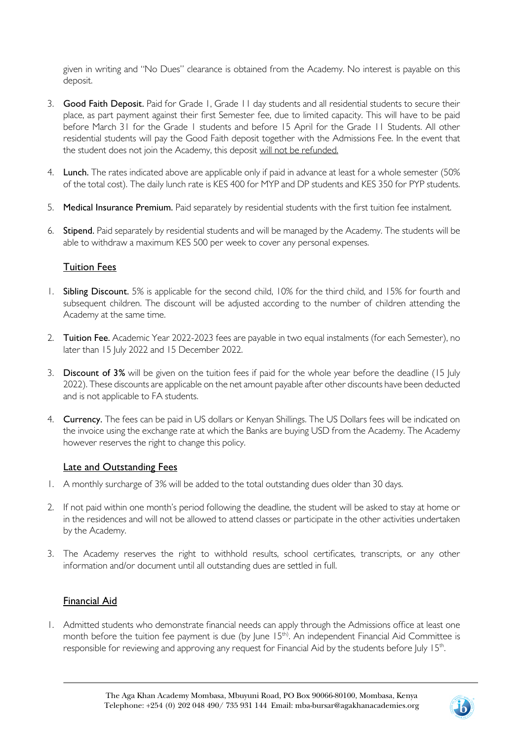given in writing and "No Dues" clearance is obtained from the Academy. No interest is payable on this deposit.

3. **Good Faith Deposit.** Paid for Grade 1, Grade 11 day students and all residential students to secure their place, as part payment against their first Semester fee, due to limited capacity. This will have to be paid before March 31 for the Grade 1 students and before 15 April for the Grade 11 Students. All other residential students will pay the Good Faith deposit together with the Admissions Fee. In the event that the student does not join the Academy, this deposit <u>will not be refunded.</u>

4. **Lunch.** The rates indicated above are applicable only if paid in advance at least for a whole semester (50% of the total cost). The daily lunch rate is KES 400 for MYP and DP students and KES 350 for PYP students.

5. **Medical Insurance Premium.** Paid separately by residential students with the first tuition fee instalment.

6. **Stipend.** Paid separately by residential students and will be managed by the Academy. The students will be able to withdraw a maximum KES 500 per week to cover any personal expenses.

## <u>Tuition Fees</u>

1. **Sibling Discount.** 5% is applicable for the second child, 10% for the third child, and 15% for fourth and subsequent children. The discount will be adjusted according to the number of children attending the Academy at the same time.

2. **Tuition Fee.** Academic Year 2022-2023 fees are payable in two equal instalments (for each Semester), no later than 15 July 2022 and 15 December 2022.

3. **Discount of 3%** will be given on the tuition fees if paid for the whole year before the deadline (15 July 2022). These discounts are applicable on the net amount payable after other discounts have been deducted and is not applicable to FA students.

4. **Currency.** The fees can be paid in US dollars or Kenyan Shillings. The US Dollars fees will be indicated on the invoice using the exchange rate at which the Banks are buying USD from the Academy. The Academy however reserves the right to change this policy.

## <u>Late and Outstanding Fees</u>

1. A monthly surcharge of 3% will be added to the total outstanding dues older than 30 days.

2. If not paid within one month's period following the deadline, the student will be asked to stay at home or in the residences and will not be allowed to attend classes or participate in the other activities undertaken by the Academy.

3. The Academy reserves the right to withhold results, school certificates, transcripts, or any other information and/or document until all outstanding dues are settled in full.

## <u>Financial Aid</u>

1. Admitted students who demonstrate financial needs can apply through the Admissions office at least one month before the tuition fee payment is due (by June 15th). An independent Financial Aid Committee is responsible for reviewing and approving any request for Financial Aid by the students before July 15th.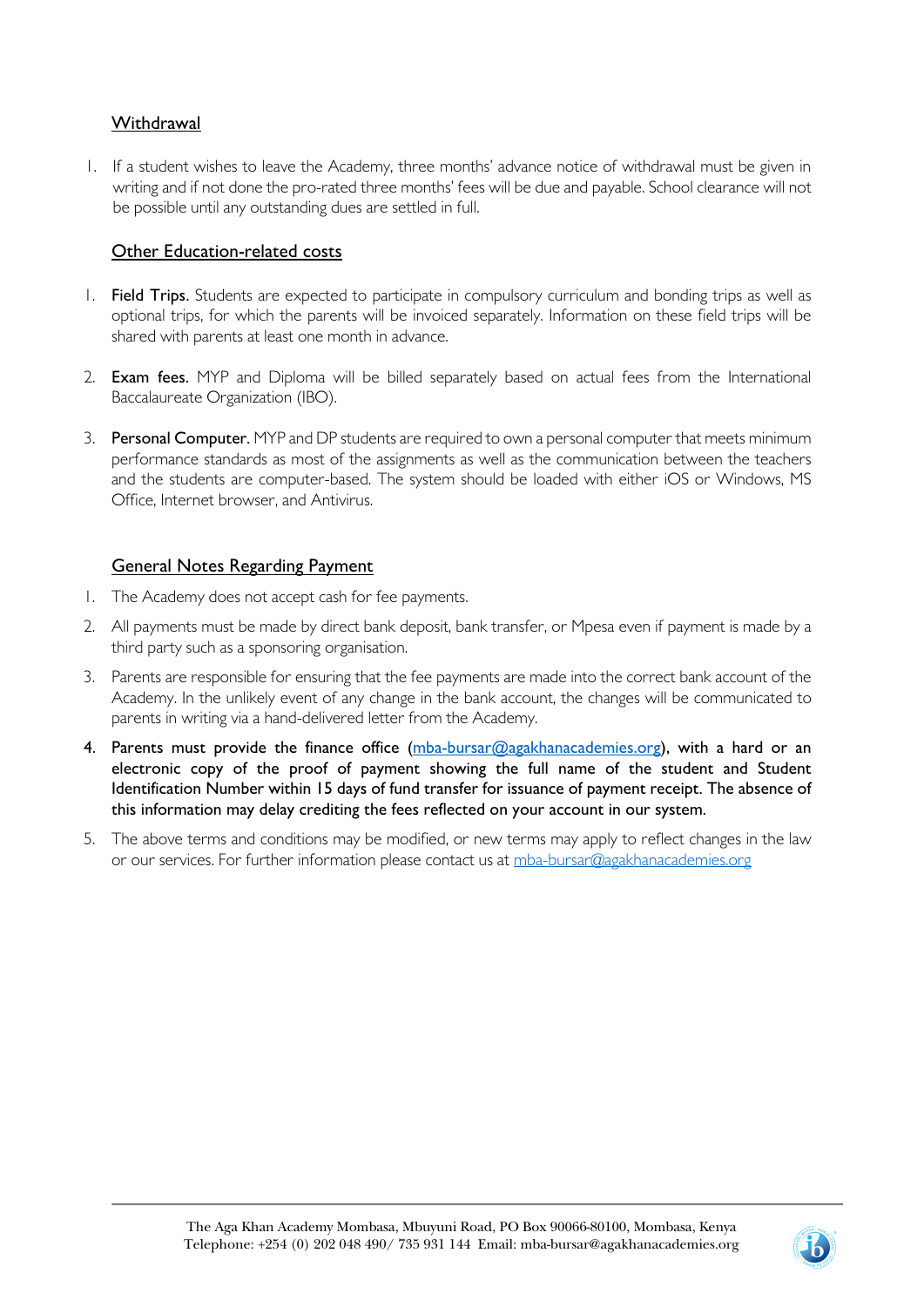## Withdrawal

1. If a student wishes to leave the Academy, three months' advance notice of withdrawal must be given in writing and if not done the pro-rated three months' fees will be due and payable. School clearance will not be possible until any outstanding dues are settled in full.

## Other Education-related costs

1. **Field Trips.** Students are expected to participate in compulsory curriculum and bonding trips as well as optional trips, for which the parents will be invoiced separately. Information on these field trips will be shared with parents at least one month in advance.

2. **Exam fees.** MYP and Diploma will be billed separately based on actual fees from the International Baccalaureate Organization (IBO).

3. **Personal Computer.** MYP and DP students are required to own a personal computer that meets minimum performance standards as most of the assignments as well as the communication between the teachers and the students are computer-based. The system should be loaded with either iOS or Windows, MS Office, Internet browser, and Antivirus.

## General Notes Regarding Payment

1. The Academy does not accept cash for fee payments.
2. All payments must be made by direct bank deposit, bank transfer, or Mpesa even if payment is made by a third party such as a sponsoring organisation.
3. Parents are responsible for ensuring that the fee payments are made into the correct bank account of the Academy. In the unlikely event of any change in the bank account, the changes will be communicated to parents in writing via a hand-delivered letter from the Academy.
4. **Parents must provide the finance office (mba-bursar@agakhanacademies.org), with a hard or an electronic copy of the proof of payment showing the full name of the student and Student Identification Number within 15 days of fund transfer for issuance of payment receipt. The absence of this information may delay crediting the fees reflected on your account in our system.**
5. The above terms and conditions may be modified, or new terms may apply to reflect changes in the law or our services. For further information please contact us at mba-bursar@agakhanacademies.org